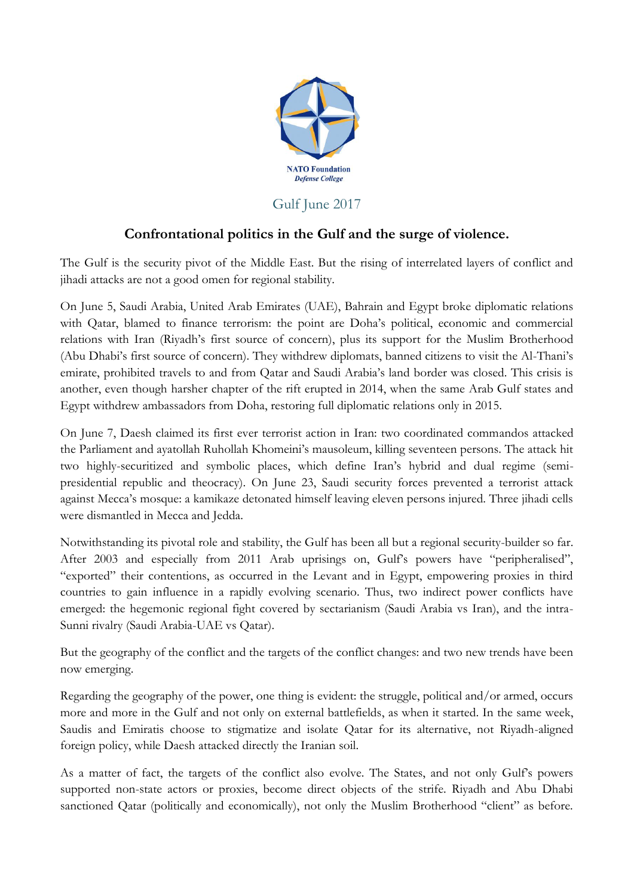NATO Foundation
*Defense College*

Gulf June 2017

## Confrontational politics in the Gulf and the surge of violence.

The Gulf is the security pivot of the Middle East. But the rising of interrelated layers of conflict and jihadi attacks are not a good omen for regional stability.

On June 5, Saudi Arabia, United Arab Emirates (UAE), Bahrain and Egypt broke diplomatic relations with Qatar, blamed to finance terrorism: the point are Doha's political, economic and commercial relations with Iran (Riyadh's first source of concern), plus its support for the Muslim Brotherhood (Abu Dhabi's first source of concern). They withdrew diplomats, banned citizens to visit the Al-Thani's emirate, prohibited travels to and from Qatar and Saudi Arabia's land border was closed. This crisis is another, even though harsher chapter of the rift erupted in 2014, when the same Arab Gulf states and Egypt withdrew ambassadors from Doha, restoring full diplomatic relations only in 2015.

On June 7, Daesh claimed its first ever terrorist action in Iran: two coordinated commandos attacked the Parliament and ayatollah Ruhollah Khomeini's mausoleum, killing seventeen persons. The attack hit two highly-securitized and symbolic places, which define Iran's hybrid and dual regime (semi-presidential republic and theocracy). On June 23, Saudi security forces prevented a terrorist attack against Mecca's mosque: a kamikaze detonated himself leaving eleven persons injured. Three jihadi cells were dismantled in Mecca and Jedda.

Notwithstanding its pivotal role and stability, the Gulf has been all but a regional security-builder so far. After 2003 and especially from 2011 Arab uprisings on, Gulf's powers have "peripheralised", "exported" their contentions, as occurred in the Levant and in Egypt, empowering proxies in third countries to gain influence in a rapidly evolving scenario. Thus, two indirect power conflicts have emerged: the hegemonic regional fight covered by sectarianism (Saudi Arabia vs Iran), and the intra-Sunni rivalry (Saudi Arabia-UAE vs Qatar).

But the geography of the conflict and the targets of the conflict changes: and two new trends have been now emerging.

Regarding the geography of the power, one thing is evident: the struggle, political and/or armed, occurs more and more in the Gulf and not only on external battlefields, as when it started. In the same week, Saudis and Emiratis choose to stigmatize and isolate Qatar for its alternative, not Riyadh-aligned foreign policy, while Daesh attacked directly the Iranian soil.

As a matter of fact, the targets of the conflict also evolve. The States, and not only Gulf's powers supported non-state actors or proxies, become direct objects of the strife. Riyadh and Abu Dhabi sanctioned Qatar (politically and economically), not only the Muslim Brotherhood "client" as before.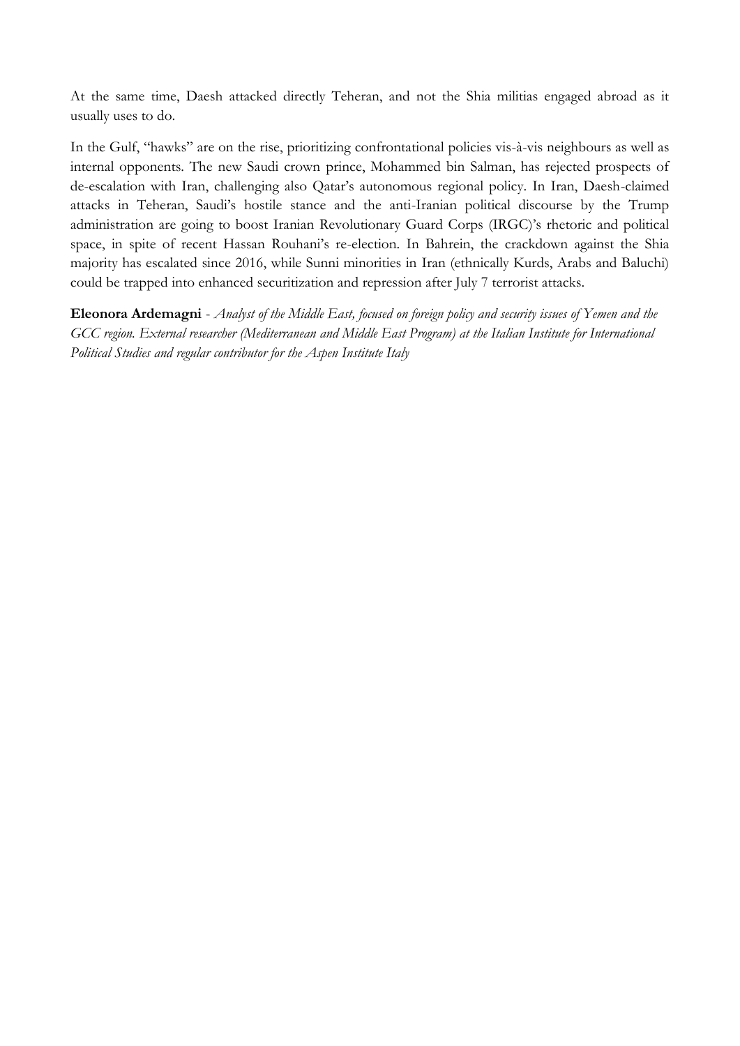At the same time, Daesh attacked directly Teheran, and not the Shia militias engaged abroad as it usually uses to do.

In the Gulf, "hawks" are on the rise, prioritizing confrontational policies vis-à-vis neighbours as well as internal opponents. The new Saudi crown prince, Mohammed bin Salman, has rejected prospects of de-escalation with Iran, challenging also Qatar's autonomous regional policy. In Iran, Daesh-claimed attacks in Teheran, Saudi's hostile stance and the anti-Iranian political discourse by the Trump administration are going to boost Iranian Revolutionary Guard Corps (IRGC)'s rhetoric and political space, in spite of recent Hassan Rouhani's re-election. In Bahrein, the crackdown against the Shia majority has escalated since 2016, while Sunni minorities in Iran (ethnically Kurds, Arabs and Baluchi) could be trapped into enhanced securitization and repression after July 7 terrorist attacks.

**Eleonora Ardemagni** - *Analyst of the Middle East, focused on foreign policy and security issues of Yemen and the GCC region. External researcher (Mediterranean and Middle East Program) at the Italian Institute for International Political Studies and regular contributor for the Aspen Institute Italy*